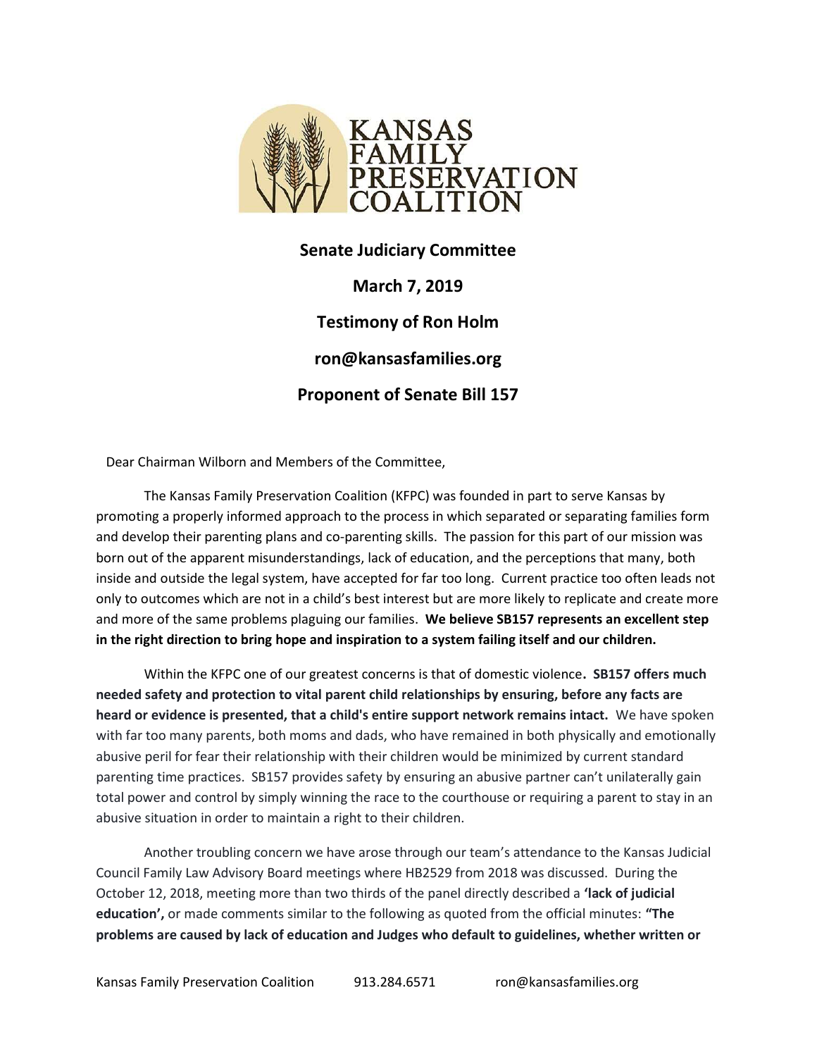KANSAS FAMILY PRESERVATION COALITION

**Senate Judiciary Committee**

**March 7, 2019**

**Testimony of Ron Holm**

**ron@kansasfamilies.org**

**Proponent of Senate Bill 157**

Dear Chairman Wilborn and Members of the Committee,

The Kansas Family Preservation Coalition (KFPC) was founded in part to serve Kansas by promoting a properly informed approach to the process in which separated or separating families form and develop their parenting plans and co-parenting skills. The passion for this part of our mission was born out of the apparent misunderstandings, lack of education, and the perceptions that many, both inside and outside the legal system, have accepted for far too long. Current practice too often leads not only to outcomes which are not in a child's best interest but are more likely to replicate and create more and more of the same problems plaguing our families. **We believe SB157 represents an excellent step in the right direction to bring hope and inspiration to a system failing itself and our children.**

Within the KFPC one of our greatest concerns is that of domestic violence**. SB157 offers much needed safety and protection to vital parent child relationships by ensuring, before any facts are heard or evidence is presented, that a child's entire support network remains intact.** We have spoken with far too many parents, both moms and dads, who have remained in both physically and emotionally abusive peril for fear their relationship with their children would be minimized by current standard parenting time practices. SB157 provides safety by ensuring an abusive partner can't unilaterally gain total power and control by simply winning the race to the courthouse or requiring a parent to stay in an abusive situation in order to maintain a right to their children.

Another troubling concern we have arose through our team's attendance to the Kansas Judicial Council Family Law Advisory Board meetings where HB2529 from 2018 was discussed. During the October 12, 2018, meeting more than two thirds of the panel directly described a **'lack of judicial education',** or made comments similar to the following as quoted from the official minutes: **"The problems are caused by lack of education and Judges who default to guidelines, whether written or**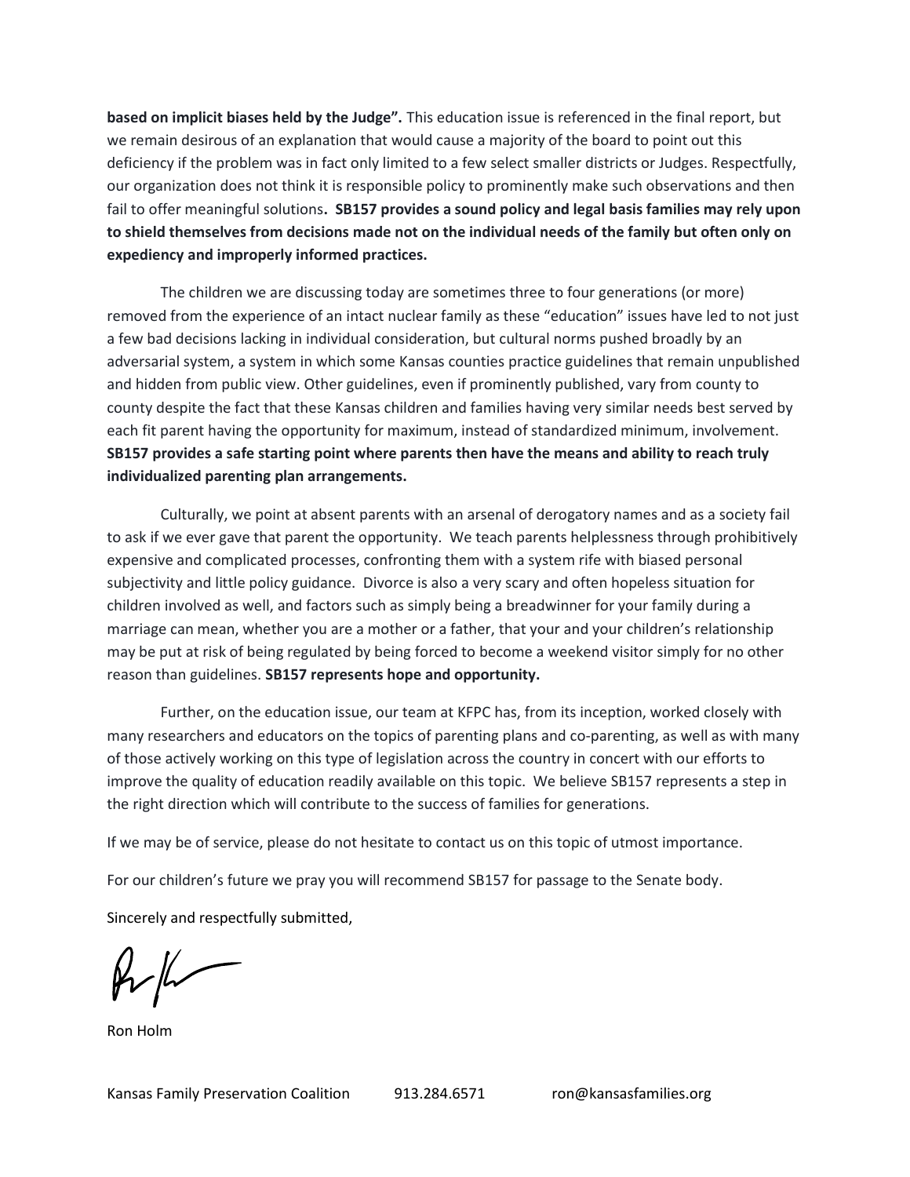**based on implicit biases held by the Judge".** This education issue is referenced in the final report, but we remain desirous of an explanation that would cause a majority of the board to point out this deficiency if the problem was in fact only limited to a few select smaller districts or Judges. Respectfully, our organization does not think it is responsible policy to prominently make such observations and then fail to offer meaningful solutions**. SB157 provides a sound policy and legal basis families may rely upon to shield themselves from decisions made not on the individual needs of the family but often only on expediency and improperly informed practices.**

The children we are discussing today are sometimes three to four generations (or more) removed from the experience of an intact nuclear family as these "education" issues have led to not just a few bad decisions lacking in individual consideration, but cultural norms pushed broadly by an adversarial system, a system in which some Kansas counties practice guidelines that remain unpublished and hidden from public view. Other guidelines, even if prominently published, vary from county to county despite the fact that these Kansas children and families having very similar needs best served by each fit parent having the opportunity for maximum, instead of standardized minimum, involvement. **SB157 provides a safe starting point where parents then have the means and ability to reach truly individualized parenting plan arrangements.**

Culturally, we point at absent parents with an arsenal of derogatory names and as a society fail to ask if we ever gave that parent the opportunity. We teach parents helplessness through prohibitively expensive and complicated processes, confronting them with a system rife with biased personal subjectivity and little policy guidance. Divorce is also a very scary and often hopeless situation for children involved as well, and factors such as simply being a breadwinner for your family during a marriage can mean, whether you are a mother or a father, that your and your children's relationship may be put at risk of being regulated by being forced to become a weekend visitor simply for no other reason than guidelines. **SB157 represents hope and opportunity.**

Further, on the education issue, our team at KFPC has, from its inception, worked closely with many researchers and educators on the topics of parenting plans and co-parenting, as well as with many of those actively working on this type of legislation across the country in concert with our efforts to improve the quality of education readily available on this topic. We believe SB157 represents a step in the right direction which will contribute to the success of families for generations.

If we may be of service, please do not hesitate to contact us on this topic of utmost importance.

For our children's future we pray you will recommend SB157 for passage to the Senate body.

Sincerely and respectfully submitted,

Ron Holm

Kansas Family Preservation Coalition 913.284.6571 ron@kansasfamilies.org